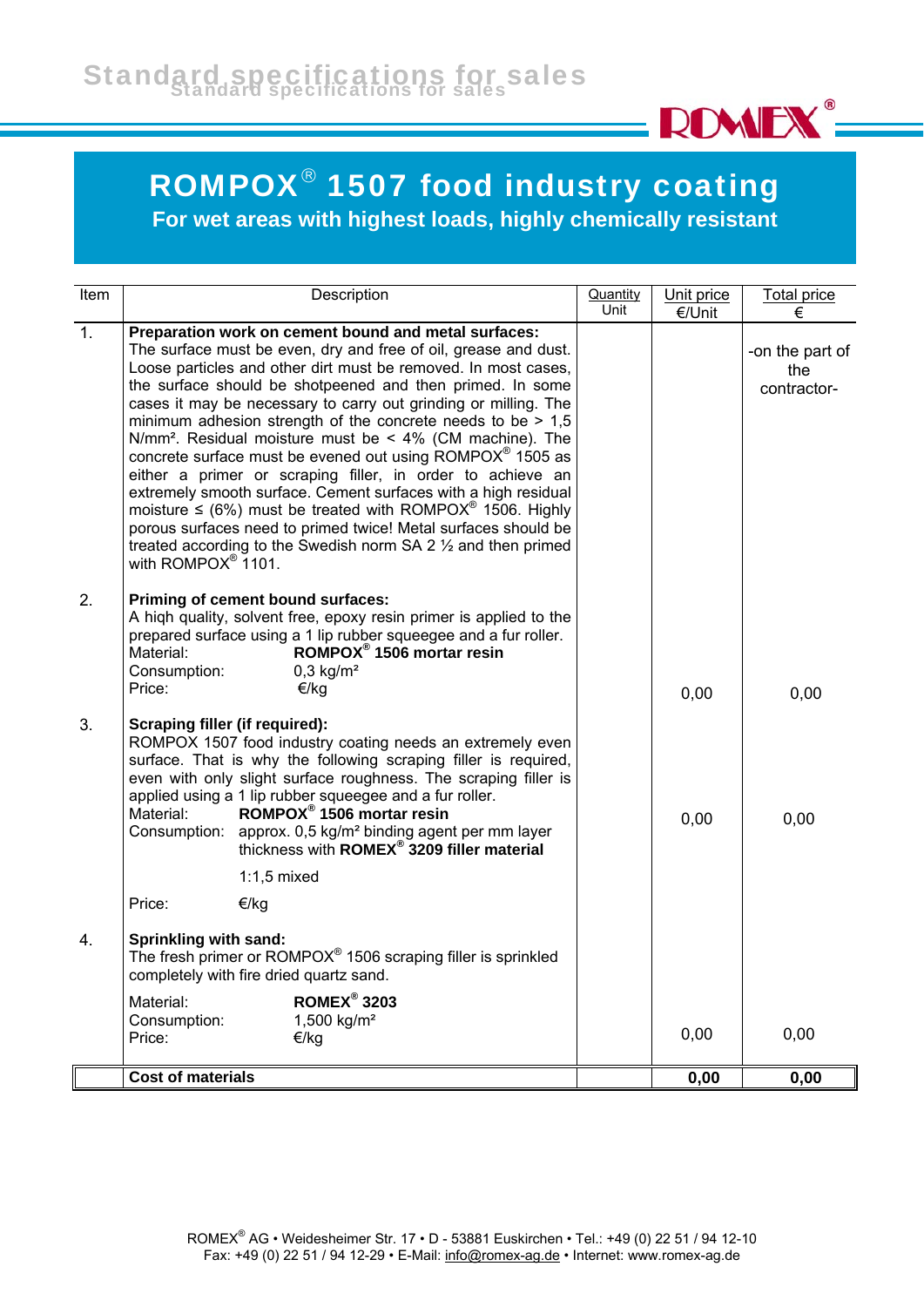# ROMPOX® 1507 food industry coating

## For wet areas with highest loads, highly chemically resistant

| Item | Description | Quantity Unit | Unit price €/Unit | Total price € |
|---|---|---|---|---|
| 1. | **Preparation work on cement bound and metal surfaces:** The surface must be even, dry and free of oil, grease and dust. Loose particles and other dirt must be removed. In most cases, the surface should be shotpeened and then primed. In some cases it may be necessary to carry out grinding or milling. The minimum adhesion strength of the concrete needs to be > 1,5 N/mm². Residual moisture must be < 4% (CM machine). The concrete surface must be evened out using ROMPOX® 1505 as either a primer or scraping filler, in order to achieve an extremely smooth surface. Cement surfaces with a high residual moisture ≤ (6%) must be treated with ROMPOX® 1506. Highly porous surfaces need to primed twice! Metal surfaces should be treated according to the Swedish norm SA 2 ½ and then primed with ROMPOX® 1101. | | | -on the part of the contractor- |
| 2. | **Priming of cement bound surfaces:** A hiqh quality, solvent free, epoxy resin primer is applied to the prepared surface using a 1 lip rubber squeegee and a fur roller.<br>Material: **ROMPOX® 1506 mortar resin**<br>Consumption: 0,3 kg/m²<br>Price: €/kg | | 0,00 | 0,00 |
| 3. | **Scraping filler (if required):** ROMPOX 1507 food industry coating needs an extremely even surface. That is why the following scraping filler is required, even with only slight surface roughness. The scraping filler is applied using a 1 lip rubber squeegee and a fur roller.<br>Material: **ROMPOX® 1506 mortar resin**<br>Consumption: approx. 0,5 kg/m² binding agent per mm layer thickness with **ROMEX® 3209 filler material** 1:1,5 mixed<br>Price: €/kg | | 0,00 | 0,00 |
| 4. | **Sprinkling with sand:** The fresh primer or ROMPOX® 1506 scraping filler is sprinkled completely with fire dried quartz sand.<br>Material: **ROMEX® 3203**<br>Consumption: 1,500 kg/m²<br>Price: €/kg | | 0,00 | 0,00 |
| | **Cost of materials** | | **0,00** | **0,00** |

ROMEX® AG • Weidesheimer Str. 17 • D - 53881 Euskirchen • Tel.: +49 (0) 22 51 / 94 12-10
Fax: +49 (0) 22 51 / 94 12-29 • E-Mail: info@romex-ag.de • Internet: www.romex-ag.de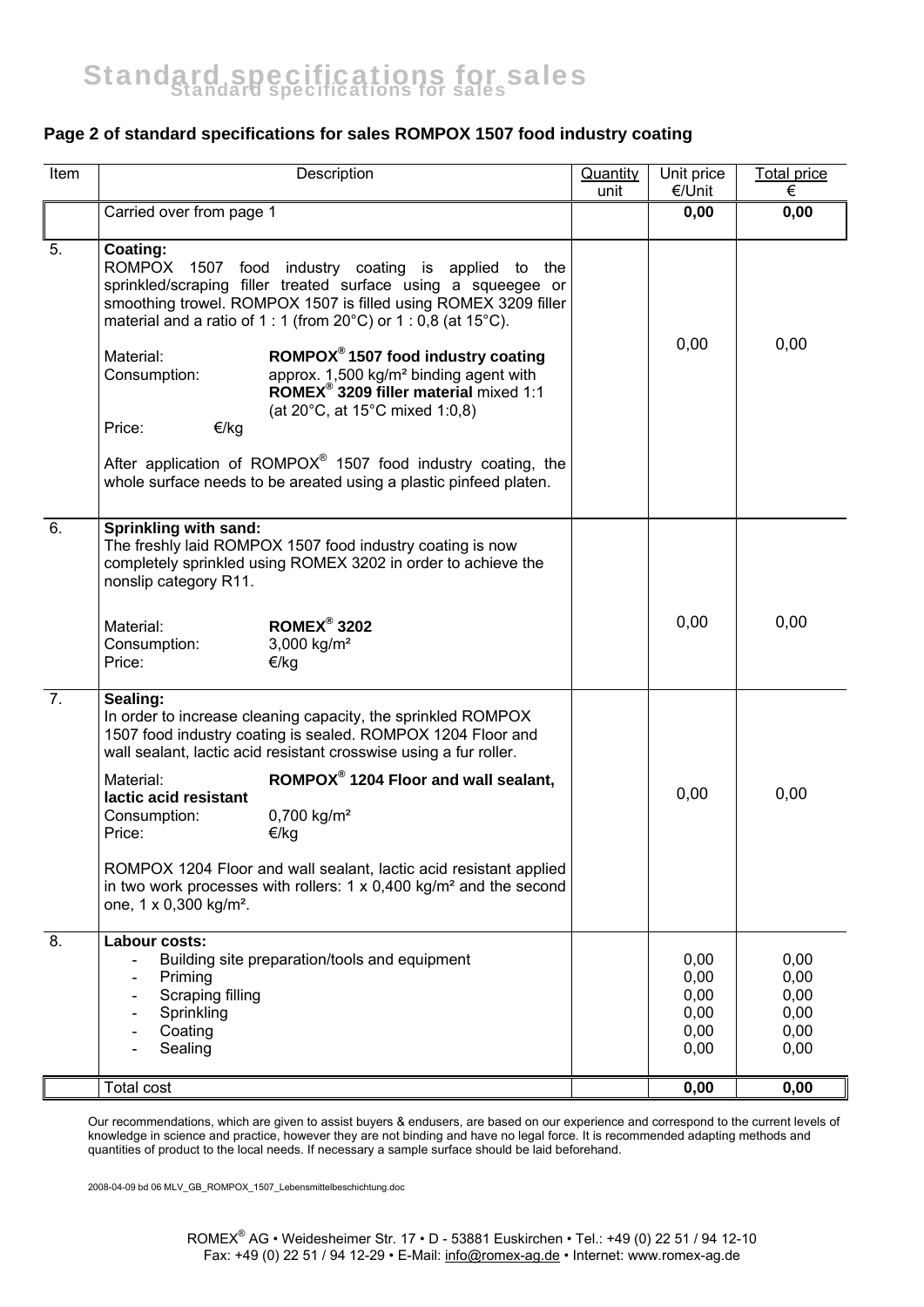# Standard specifications for sales

**Page 2 of standard specifications for sales ROMPOX 1507 food industry coating**

| Item | Description | Quantity unit | Unit price €/Unit | Total price € |
|---|---|---|---|---|
| | Carried over from page 1 | | **0,00** | **0,00** |
| 5. | **Coating:**<br>ROMPOX 1507 food industry coating is applied to the sprinkled/scraping filler treated surface using a squeegee or smoothing trowel. ROMPOX 1507 is filled using ROMEX 3209 filler material and a ratio of 1 : 1 (from 20°C) or 1 : 0,8 (at 15°C).<br><br>Material: **ROMPOX® 1507 food industry coating**<br>Consumption: approx. 1,500 kg/m² binding agent with **ROMEX® 3209 filler material** mixed 1:1 (at 20°C, at 15°C mixed 1:0,8)<br>Price: €/kg<br><br>After application of ROMPOX® 1507 food industry coating, the whole surface needs to be areated using a plastic pinfeed platen. | | 0,00 | 0,00 |
| 6. | **Sprinkling with sand:**<br>The freshly laid ROMPOX 1507 food industry coating is now completely sprinkled using ROMEX 3202 in order to achieve the nonslip category R11.<br><br>Material: **ROMEX® 3202**<br>Consumption: 3,000 kg/m²<br>Price: €/kg | | 0,00 | 0,00 |
| 7. | **Sealing:**<br>In order to increase cleaning capacity, the sprinkled ROMPOX 1507 food industry coating is sealed. ROMPOX 1204 Floor and wall sealant, lactic acid resistant crosswise using a fur roller.<br><br>Material: **ROMPOX® 1204 Floor and wall sealant, lactic acid resistant**<br>Consumption: 0,700 kg/m²<br>Price: €/kg<br><br>ROMPOX 1204 Floor and wall sealant, lactic acid resistant applied in two work processes with rollers: 1 x 0,400 kg/m² and the second one, 1 x 0,300 kg/m². | | 0,00 | 0,00 |
| 8. | **Labour costs:**<br>- Building site preparation/tools and equipment<br>- Priming<br>- Scraping filling<br>- Sprinkling<br>- Coating<br>- Sealing | | 0,00<br>0,00<br>0,00<br>0,00<br>0,00<br>0,00 | 0,00<br>0,00<br>0,00<br>0,00<br>0,00<br>0,00 |
| | Total cost | | **0,00** | **0,00** |

Our recommendations, which are given to assist buyers & endusers, are based on our experience and correspond to the current levels of knowledge in science and practice, however they are not binding and have no legal force. It is recommended adapting methods and quantities of product to the local needs. If necessary a sample surface should be laid beforehand.

2008-04-09 bd 06 MLV_GB_ROMPOX_1507_Lebensmittelbeschichtung.doc

ROMEX® AG • Weidesheimer Str. 17 • D - 53881 Euskirchen • Tel.: +49 (0) 22 51 / 94 12-10
Fax: +49 (0) 22 51 / 94 12-29 • E-Mail: info@romex-ag.de • Internet: www.romex-ag.de